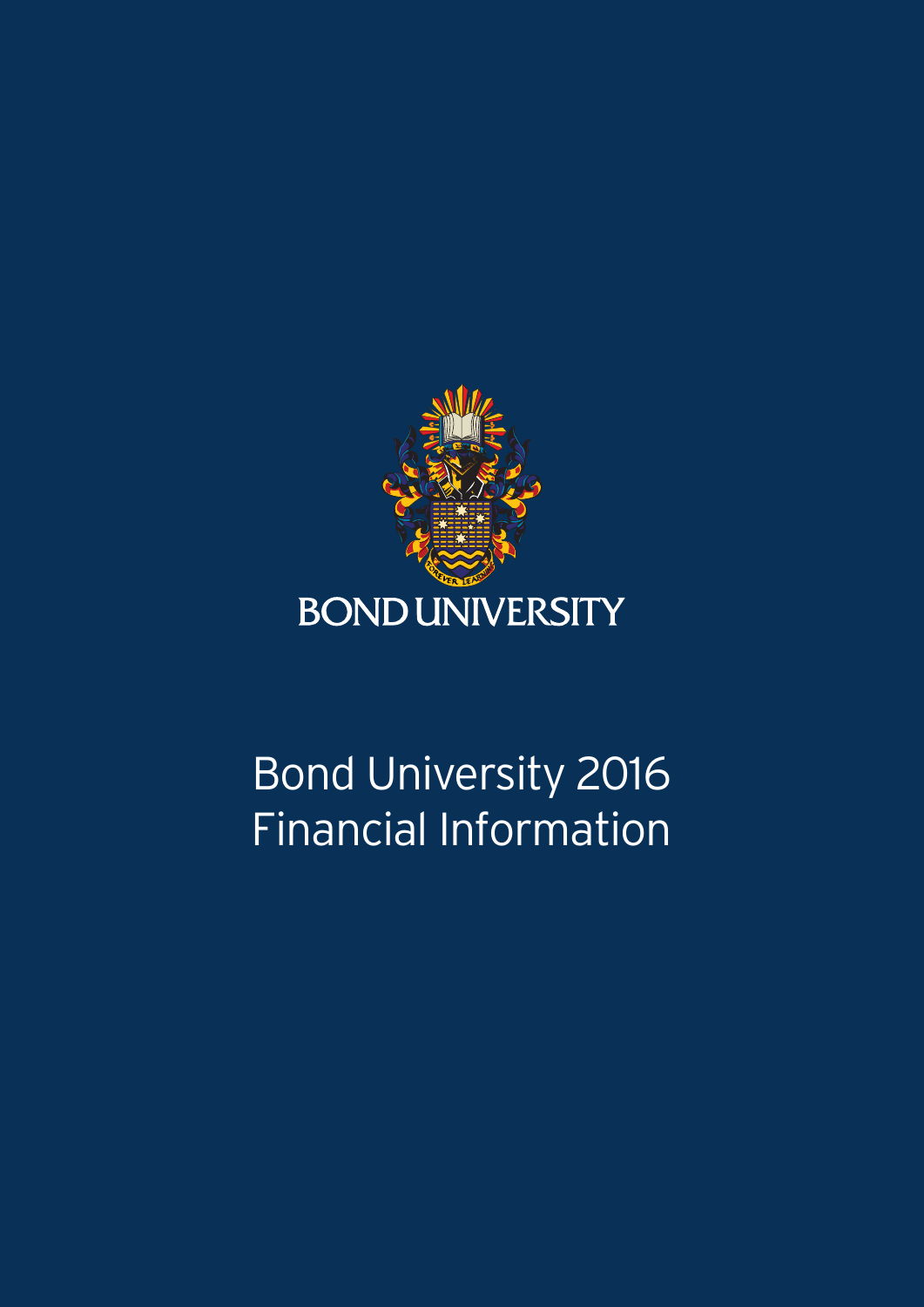BOND UNIVERSITY

# Bond University 2016 Financial Information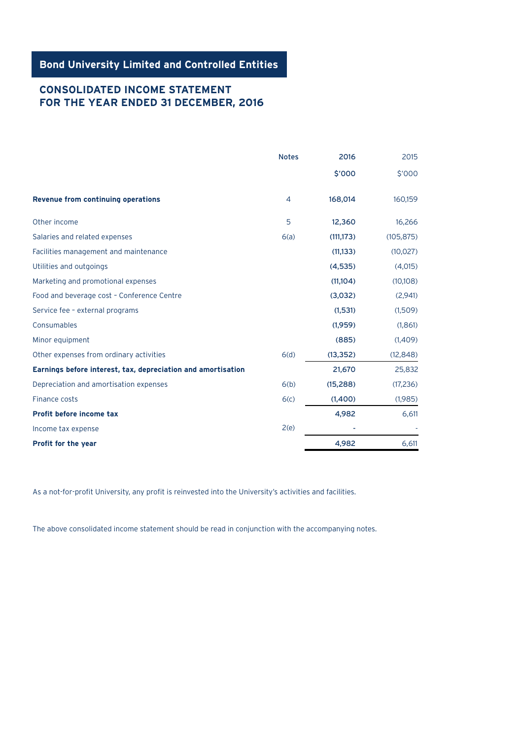## Bond University Limited and Controlled Entities

### CONSOLIDATED INCOME STATEMENT
### FOR THE YEAR ENDED 31 DECEMBER, 2016

| | Notes | 2016 | 2015 |
|---|---|---|---|
| | | $'000 | $'000 |
| **Revenue from continuing operations** | 4 | 168,014 | 160,159 |
| Other income | 5 | 12,360 | 16,266 |
| Salaries and related expenses | 6(a) | (111,173) | (105,875) |
| Facilities management and maintenance | | (11,133) | (10,027) |
| Utilities and outgoings | | (4,535) | (4,015) |
| Marketing and promotional expenses | | (11,104) | (10,108) |
| Food and beverage cost - Conference Centre | | (3,032) | (2,941) |
| Service fee - external programs | | (1,531) | (1,509) |
| Consumables | | (1,959) | (1,861) |
| Minor equipment | | (885) | (1,409) |
| Other expenses from ordinary activities | 6(d) | (13,352) | (12,848) |
| **Earnings before interest, tax, depreciation and amortisation** | | 21,670 | 25,832 |
| Depreciation and amortisation expenses | 6(b) | (15,288) | (17,236) |
| Finance costs | 6(c) | (1,400) | (1,985) |
| **Profit before income tax** | | 4,982 | 6,611 |
| Income tax expense | 2(e) | - | - |
| **Profit for the year** | | 4,982 | 6,611 |

As a not-for-profit University, any profit is reinvested into the University's activities and facilities.

The above consolidated income statement should be read in conjunction with the accompanying notes.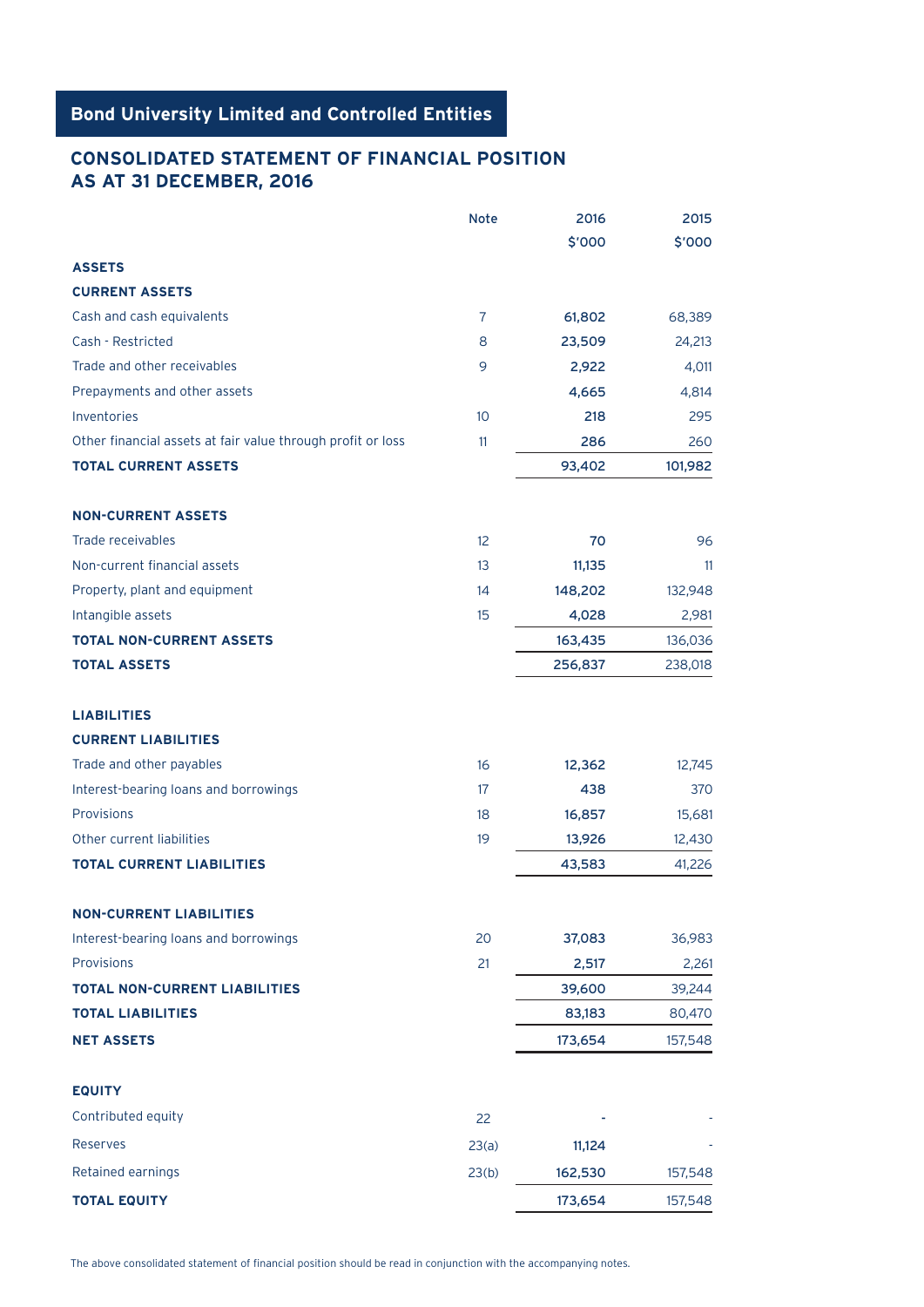## Bond University Limited and Controlled Entities

# CONSOLIDATED STATEMENT OF FINANCIAL POSITION AS AT 31 DECEMBER, 2016

| | Note | 2016 | 2015 |
|---|---|---|---|
| | | $'000 | $'000 |
| **ASSETS** | | | |
| **CURRENT ASSETS** | | | |
| Cash and cash equivalents | 7 | **61,802** | 68,389 |
| Cash - Restricted | 8 | **23,509** | 24,213 |
| Trade and other receivables | 9 | **2,922** | 4,011 |
| Prepayments and other assets | | **4,665** | 4,814 |
| Inventories | 10 | **218** | 295 |
| Other financial assets at fair value through profit or loss | 11 | **286** | 260 |
| **TOTAL CURRENT ASSETS** | | 93,402 | 101,982 |
| | | | |
| **NON-CURRENT ASSETS** | | | |
| Trade receivables | 12 | **70** | 96 |
| Non-current financial assets | 13 | **11,135** | 11 |
| Property, plant and equipment | 14 | **148,202** | 132,948 |
| Intangible assets | 15 | **4,028** | 2,981 |
| **TOTAL NON-CURRENT ASSETS** | | 163,435 | 136,036 |
| **TOTAL ASSETS** | | 256,837 | 238,018 |
| | | | |
| **LIABILITIES** | | | |
| **CURRENT LIABILITIES** | | | |
| Trade and other payables | 16 | **12,362** | 12,745 |
| Interest-bearing loans and borrowings | 17 | **438** | 370 |
| Provisions | 18 | **16,857** | 15,681 |
| Other current liabilities | 19 | **13,926** | 12,430 |
| **TOTAL CURRENT LIABILITIES** | | 43,583 | 41,226 |
| | | | |
| **NON-CURRENT LIABILITIES** | | | |
| Interest-bearing loans and borrowings | 20 | **37,083** | 36,983 |
| Provisions | 21 | **2,517** | 2,261 |
| **TOTAL NON-CURRENT LIABILITIES** | | 39,600 | 39,244 |
| **TOTAL LIABILITIES** | | 83,183 | 80,470 |
| **NET ASSETS** | | 173,654 | 157,548 |
| | | | |
| **EQUITY** | | | |
| Contributed equity | 22 | **-** | - |
| Reserves | 23(a) | **11,124** | - |
| Retained earnings | 23(b) | **162,530** | 157,548 |
| **TOTAL EQUITY** | | 173,654 | 157,548 |

The above consolidated statement of financial position should be read in conjunction with the accompanying notes.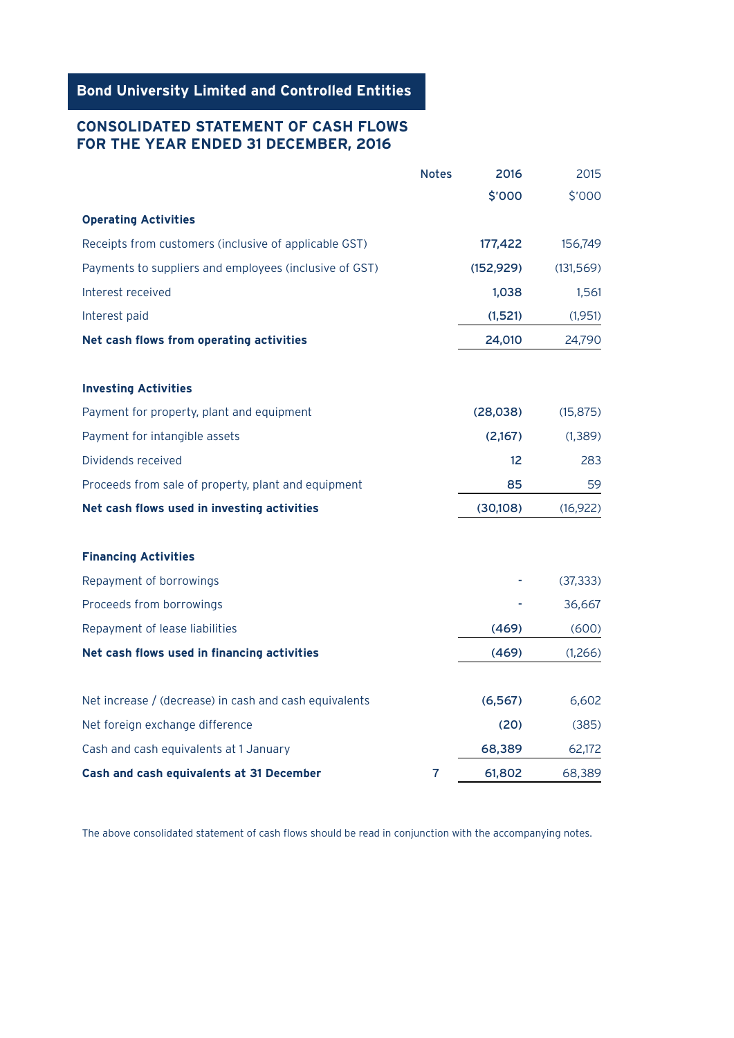## Bond University Limited and Controlled Entities

### CONSOLIDATED STATEMENT OF CASH FLOWS
### FOR THE YEAR ENDED 31 DECEMBER, 2016

| | Notes | 2016 | 2015 |
|---|---|---|---|
| | | $'000 | $'000 |
| **Operating Activities** | | | |
| Receipts from customers (inclusive of applicable GST) | | 177,422 | 156,749 |
| Payments to suppliers and employees (inclusive of GST) | | (152,929) | (131,569) |
| Interest received | | 1,038 | 1,561 |
| Interest paid | | (1,521) | (1,951) |
| **Net cash flows from operating activities** | | 24,010 | 24,790 |
| | | | |
| **Investing Activities** | | | |
| Payment for property, plant and equipment | | (28,038) | (15,875) |
| Payment for intangible assets | | (2,167) | (1,389) |
| Dividends received | | 12 | 283 |
| Proceeds from sale of property, plant and equipment | | 85 | 59 |
| **Net cash flows used in investing activities** | | (30,108) | (16,922) |
| | | | |
| **Financing Activities** | | | |
| Repayment of borrowings | | - | (37,333) |
| Proceeds from borrowings | | - | 36,667 |
| Repayment of lease liabilities | | (469) | (600) |
| **Net cash flows used in financing activities** | | (469) | (1,266) |
| | | | |
| Net increase / (decrease) in cash and cash equivalents | | (6,567) | 6,602 |
| Net foreign exchange difference | | (20) | (385) |
| Cash and cash equivalents at 1 January | | 68,389 | 62,172 |
| **Cash and cash equivalents at 31 December** | 7 | 61,802 | 68,389 |

The above consolidated statement of cash flows should be read in conjunction with the accompanying notes.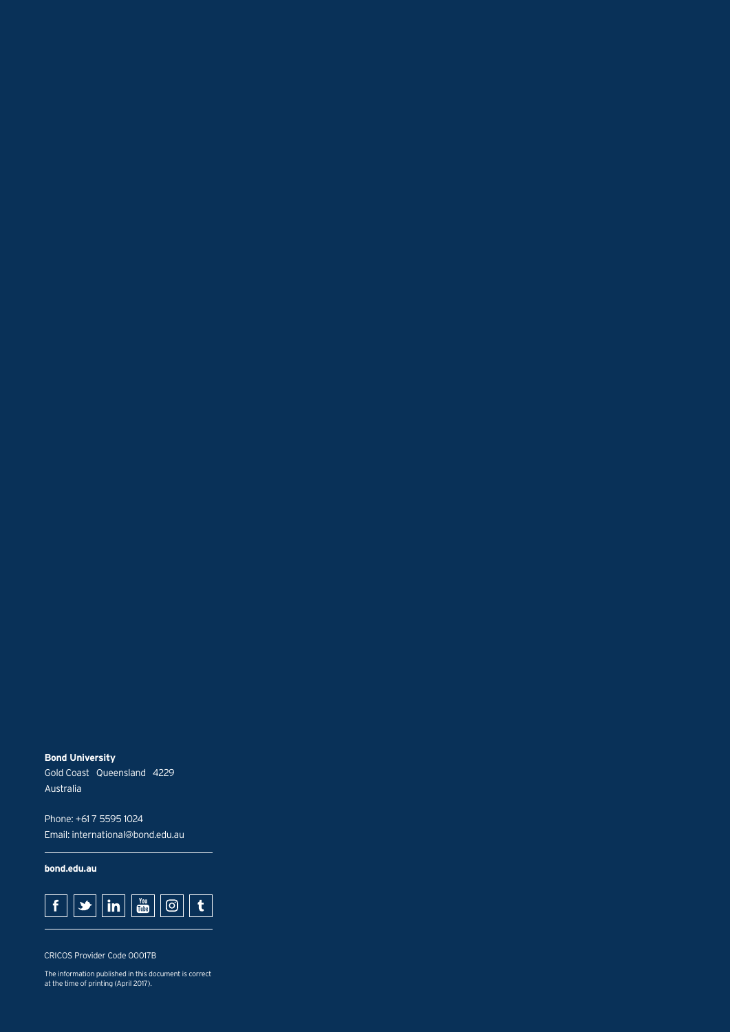**Bond University**

Gold Coast Queensland 4229

Australia

Phone: +61 7 5595 1024

Email: international@bond.edu.au

---

**bond.edu.au**

---

CRICOS Provider Code 00017B

The information published in this document is correct at the time of printing (April 2017).